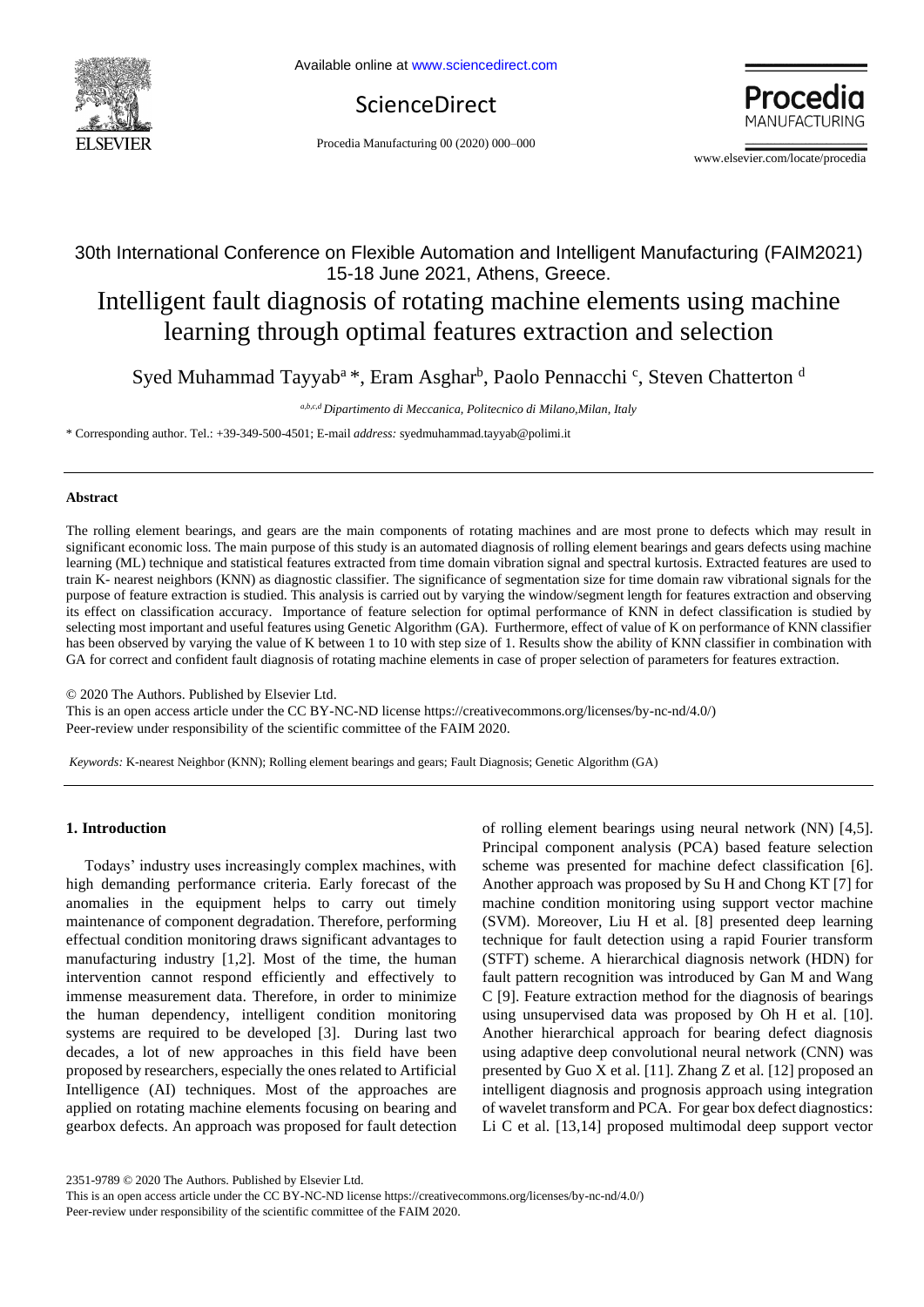30th International Conference on Flexible Automation and Intelligent Manufacturing (FAIM2021)
15-18 June 2021, Athens, Greece.

# Intelligent fault diagnosis of rotating machine elements using machine learning through optimal features extraction and selection

Syed Muhammad Tayyab[a] *, Eram Asghar[b], Paolo Pennacchi [c], Steven Chatterton [d]

[a,b,c,d] *Dipartimento di Meccanica, Politecnico di Milano, Milan, Italy*

\* Corresponding author. Tel.: +39-349-500-4501; E-mail *address:* syedmuhammad.tayyab@polimi.it

## Abstract

The rolling element bearings, and gears are the main components of rotating machines and are most prone to defects which may result in significant economic loss. The main purpose of this study is an automated diagnosis of rolling element bearings and gears defects using machine learning (ML) technique and statistical features extracted from time domain vibration signal and spectral kurtosis. Extracted features are used to train K- nearest neighbors (KNN) as diagnostic classifier. The significance of segmentation size for time domain raw vibrational signals for the purpose of feature extraction is studied. This analysis is carried out by varying the window/segment length for features extraction and observing its effect on classification accuracy. Importance of feature selection for optimal performance of KNN in defect classification is studied by selecting most important and useful features using Genetic Algorithm (GA). Furthermore, effect of value of K on performance of KNN classifier has been observed by varying the value of K between 1 to 10 with step size of 1. Results show the ability of KNN classifier in combination with GA for correct and confident fault diagnosis of rotating machine elements in case of proper selection of parameters for features extraction.

© 2020 The Authors. Published by Elsevier Ltd.
This is an open access article under the CC BY-NC-ND license https://creativecommons.org/licenses/by-nc-nd/4.0/)
Peer-review under responsibility of the scientific committee of the FAIM 2020.

*Keywords:* K-nearest Neighbor (KNN); Rolling element bearings and gears; Fault Diagnosis; Genetic Algorithm (GA)

## 1. Introduction

Todays' industry uses increasingly complex machines, with high demanding performance criteria. Early forecast of the anomalies in the equipment helps to carry out timely maintenance of component degradation. Therefore, performing effectual condition monitoring draws significant advantages to manufacturing industry [1,2]. Most of the time, the human intervention cannot respond efficiently and effectively to immense measurement data. Therefore, in order to minimize the human dependency, intelligent condition monitoring systems are required to be developed [3]. During last two decades, a lot of new approaches in this field have been proposed by researchers, especially the ones related to Artificial Intelligence (AI) techniques. Most of the approaches are applied on rotating machine elements focusing on bearing and gearbox defects. An approach was proposed for fault detection of rolling element bearings using neural network (NN) [4,5]. Principal component analysis (PCA) based feature selection scheme was presented for machine defect classification [6]. Another approach was proposed by Su H and Chong KT [7] for machine condition monitoring using support vector machine (SVM). Moreover, Liu H et al. [8] presented deep learning technique for fault detection using a rapid Fourier transform (STFT) scheme. A hierarchical diagnosis network (HDN) for fault pattern recognition was introduced by Gan M and Wang C [9]. Feature extraction method for the diagnosis of bearings using unsupervised data was proposed by Oh H et al. [10]. Another hierarchical approach for bearing defect diagnosis using adaptive deep convolutional neural network (CNN) was presented by Guo X et al. [11]. Zhang Z et al. [12] proposed an intelligent diagnosis and prognosis approach using integration of wavelet transform and PCA. For gear box defect diagnostics: Li C et al. [13,14] proposed multimodal deep support vector

2351-9789 © 2020 The Authors. Published by Elsevier Ltd.
This is an open access article under the CC BY-NC-ND license https://creativecommons.org/licenses/by-nc-nd/4.0/)
Peer-review under responsibility of the scientific committee of the FAIM 2020.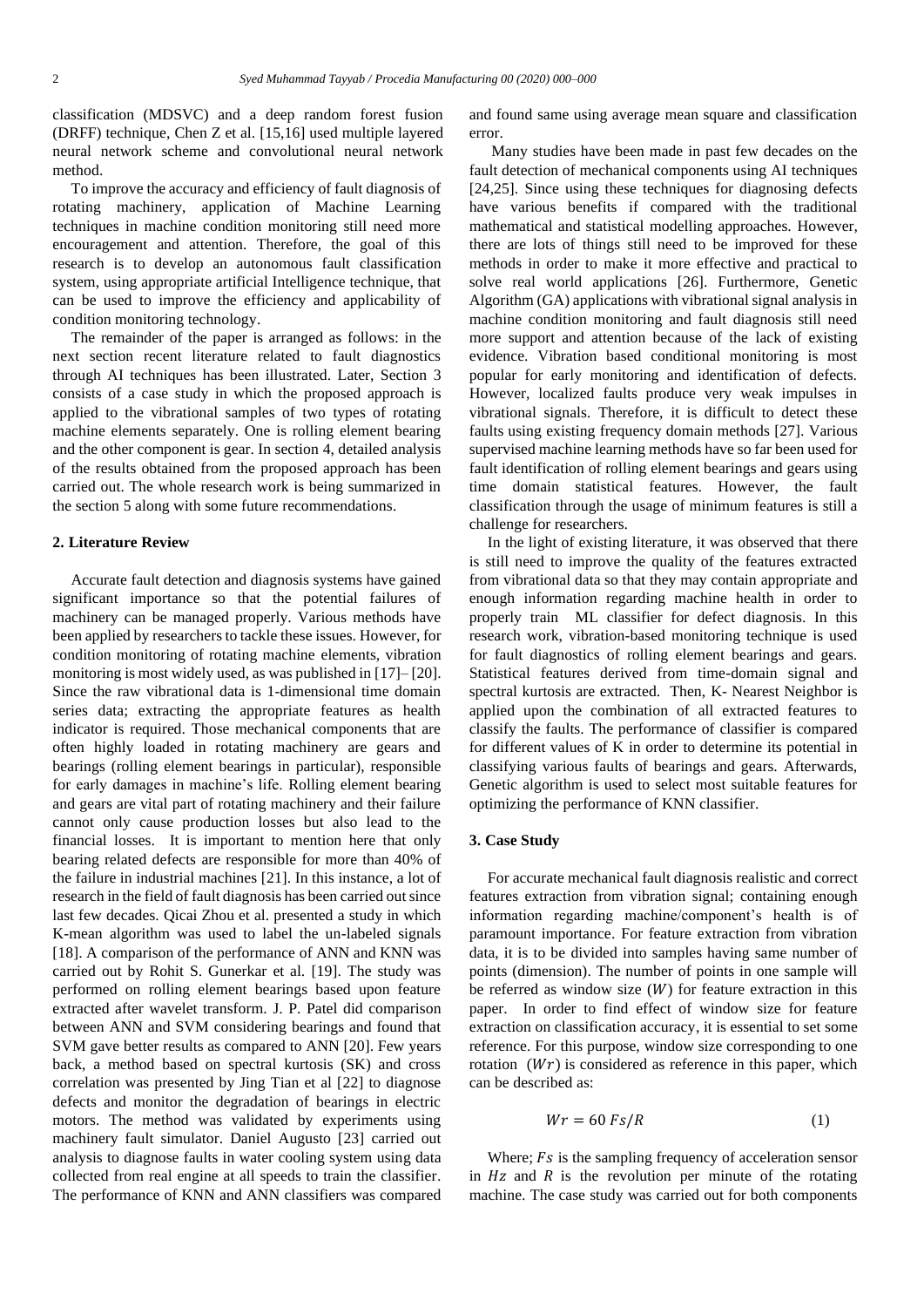classification (MDSVC) and a deep random forest fusion (DRFF) technique, Chen Z et al. [15,16] used multiple layered neural network scheme and convolutional neural network method.

To improve the accuracy and efficiency of fault diagnosis of rotating machinery, application of Machine Learning techniques in machine condition monitoring still need more encouragement and attention. Therefore, the goal of this research is to develop an autonomous fault classification system, using appropriate artificial Intelligence technique, that can be used to improve the efficiency and applicability of condition monitoring technology.

The remainder of the paper is arranged as follows: in the next section recent literature related to fault diagnostics through AI techniques has been illustrated. Later, Section 3 consists of a case study in which the proposed approach is applied to the vibrational samples of two types of rotating machine elements separately. One is rolling element bearing and the other component is gear. In section 4, detailed analysis of the results obtained from the proposed approach has been carried out. The whole research work is being summarized in the section 5 along with some future recommendations.

## 2. Literature Review

Accurate fault detection and diagnosis systems have gained significant importance so that the potential failures of machinery can be managed properly. Various methods have been applied by researchers to tackle these issues. However, for condition monitoring of rotating machine elements, vibration monitoring is most widely used, as was published in [17]– [20]. Since the raw vibrational data is 1-dimensional time domain series data; extracting the appropriate features as health indicator is required. Those mechanical components that are often highly loaded in rotating machinery are gears and bearings (rolling element bearings in particular), responsible for early damages in machine's life. Rolling element bearing and gears are vital part of rotating machinery and their failure cannot only cause production losses but also lead to the financial losses. It is important to mention here that only bearing related defects are responsible for more than 40% of the failure in industrial machines [21]. In this instance, a lot of research in the field of fault diagnosis has been carried out since last few decades. Qicai Zhou et al. presented a study in which K-mean algorithm was used to label the un-labeled signals [18]. A comparison of the performance of ANN and KNN was carried out by Rohit S. Gunerkar et al. [19]. The study was performed on rolling element bearings based upon feature extracted after wavelet transform. J. P. Patel did comparison between ANN and SVM considering bearings and found that SVM gave better results as compared to ANN [20]. Few years back, a method based on spectral kurtosis (SK) and cross correlation was presented by Jing Tian et al [22] to diagnose defects and monitor the degradation of bearings in electric motors. The method was validated by experiments using machinery fault simulator. Daniel Augusto [23] carried out analysis to diagnose faults in water cooling system using data collected from real engine at all speeds to train the classifier. The performance of KNN and ANN classifiers was compared and found same using average mean square and classification error.

Many studies have been made in past few decades on the fault detection of mechanical components using AI techniques [24,25]. Since using these techniques for diagnosing defects have various benefits if compared with the traditional mathematical and statistical modelling approaches. However, there are lots of things still need to be improved for these methods in order to make it more effective and practical to solve real world applications [26]. Furthermore, Genetic Algorithm (GA) applications with vibrational signal analysis in machine condition monitoring and fault diagnosis still need more support and attention because of the lack of existing evidence. Vibration based conditional monitoring is most popular for early monitoring and identification of defects. However, localized faults produce very weak impulses in vibrational signals. Therefore, it is difficult to detect these faults using existing frequency domain methods [27]. Various supervised machine learning methods have so far been used for fault identification of rolling element bearings and gears using time domain statistical features. However, the fault classification through the usage of minimum features is still a challenge for researchers.

In the light of existing literature, it was observed that there is still need to improve the quality of the features extracted from vibrational data so that they may contain appropriate and enough information regarding machine health in order to properly train ML classifier for defect diagnosis. In this research work, vibration-based monitoring technique is used for fault diagnostics of rolling element bearings and gears. Statistical features derived from time-domain signal and spectral kurtosis are extracted. Then, K- Nearest Neighbor is applied upon the combination of all extracted features to classify the faults. The performance of classifier is compared for different values of K in order to determine its potential in classifying various faults of bearings and gears. Afterwards, Genetic algorithm is used to select most suitable features for optimizing the performance of KNN classifier.

## 3. Case Study

For accurate mechanical fault diagnosis realistic and correct features extraction from vibration signal; containing enough information regarding machine/component's health is of paramount importance. For feature extraction from vibration data, it is to be divided into samples having same number of points (dimension). The number of points in one sample will be referred as window size ($W$) for feature extraction in this paper. In order to find effect of window size for feature extraction on classification accuracy, it is essential to set some reference. For this purpose, window size corresponding to one rotation ($Wr$) is considered as reference in this paper, which can be described as:

$$Wr = 60\ Fs/R \tag{1}$$

Where; $Fs$ is the sampling frequency of acceleration sensor in $Hz$ and $R$ is the revolution per minute of the rotating machine. The case study was carried out for both components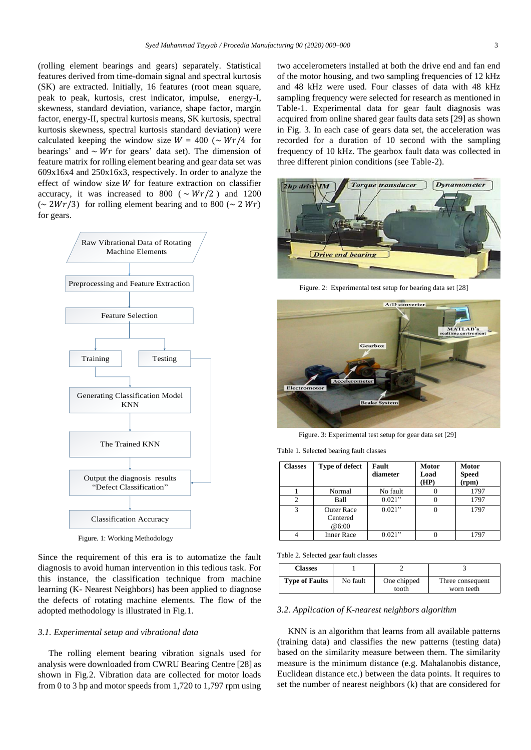(rolling element bearings and gears) separately. Statistical features derived from time-domain signal and spectral kurtosis (SK) are extracted. Initially, 16 features (root mean square, peak to peak, kurtosis, crest indicator, impulse, energy-I, skewness, standard deviation, variance, shape factor, margin factor, energy-II, spectral kurtosis means, SK kurtosis, spectral kurtosis skewness, spectral kurtosis standard deviation) were calculated keeping the window size $W$ = 400 ($\sim Wr/4$ for bearings' and $\sim Wr$ for gears' data set). The dimension of feature matrix for rolling element bearing and gear data set was 609x16x4 and 250x16x3, respectively. In order to analyze the effect of window size $W$ for feature extraction on classifier accuracy, it was increased to 800 ($\sim Wr/2$) and 1200 ($\sim 2Wr/3$) for rolling element bearing and to 800 ($\sim 2\,Wr$) for gears.

Raw Vibrational Data of Rotating Machine Elements → Preprocessing and Feature Extraction → Feature Selection → Training / Testing → Generating Classification Model KNN → The Trained KNN → Output the diagnosis results "Defect Classification" → Classification Accuracy

Figure. 1: Working Methodology

Since the requirement of this era is to automatize the fault diagnosis to avoid human intervention in this tedious task. For this instance, the classification technique from machine learning (K- Nearest Neighbors) has been applied to diagnose the defects of rotating machine elements. The flow of the adopted methodology is illustrated in Fig.1.

### 3.1. Experimental setup and vibrational data

The rolling element bearing vibration signals used for analysis were downloaded from CWRU Bearing Centre [28] as shown in Fig.2. Vibration data are collected for motor loads from 0 to 3 hp and motor speeds from 1,720 to 1,797 rpm using two accelerometers installed at both the drive end and fan end of the motor housing, and two sampling frequencies of 12 kHz and 48 kHz were used. Four classes of data with 48 kHz sampling frequency were selected for research as mentioned in Table-1. Experimental data for gear fault diagnosis was acquired from online shared gear faults data sets [29] as shown in Fig. 3. In each case of gears data set, the acceleration was recorded for a duration of 10 second with the sampling frequency of 10 kHz. The gearbox fault data was collected in three different pinion conditions (see Table-2).

Figure. 2: Experimental test setup for bearing data set [28]

Figure. 3: Experimental test setup for gear data set [29]

Table 1. Selected bearing fault classes

| Classes | Type of defect | Fault diameter | Motor Load (HP) | Motor Speed (rpm) |
|---|---|---|---|---|
| 1 | Normal | No fault | 0 | 1797 |
| 2 | Ball | 0.021" | 0 | 1797 |
| 3 | Outer Race Centered @6:00 | 0.021" | 0 | 1797 |
| 4 | Inner Race | 0.021" | 0 | 1797 |

Table 2. Selected gear fault classes

| Classes | 1 | 2 | 3 |
|---|---|---|---|
| Type of Faults | No fault | One chipped tooth | Three consequent worn teeth |

### 3.2. Application of K-nearest neighbors algorithm

KNN is an algorithm that learns from all available patterns (training data) and classifies the new patterns (testing data) based on the similarity measure between them. The similarity measure is the minimum distance (e.g. Mahalanobis distance, Euclidean distance etc.) between the data points. It requires to set the number of nearest neighbors (k) that are considered for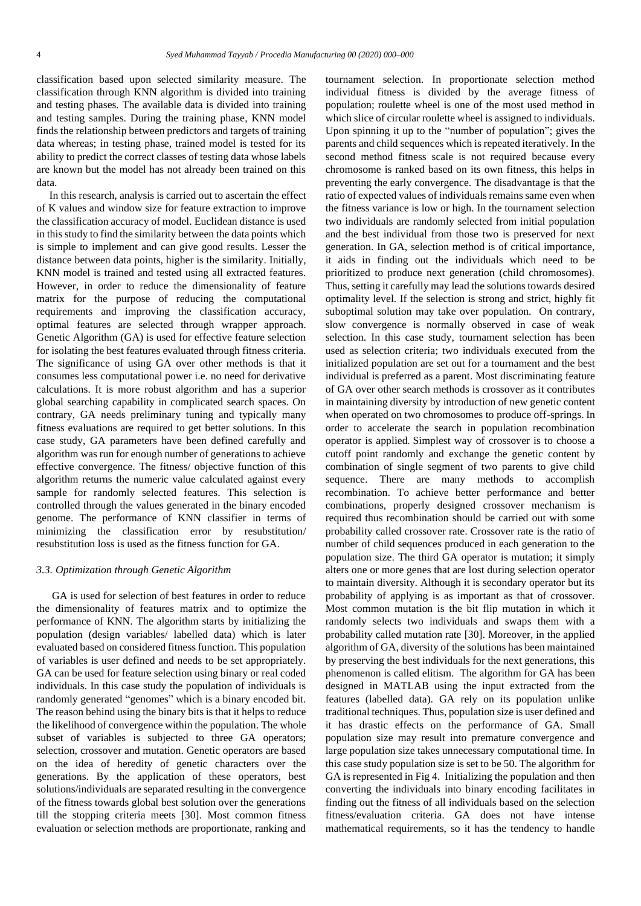classification based upon selected similarity measure. The classification through KNN algorithm is divided into training and testing phases. The available data is divided into training and testing samples. During the training phase, KNN model finds the relationship between predictors and targets of training data whereas; in testing phase, trained model is tested for its ability to predict the correct classes of testing data whose labels are known but the model has not already been trained on this data.

In this research, analysis is carried out to ascertain the effect of K values and window size for feature extraction to improve the classification accuracy of model. Euclidean distance is used in this study to find the similarity between the data points which is simple to implement and can give good results. Lesser the distance between data points, higher is the similarity. Initially, KNN model is trained and tested using all extracted features. However, in order to reduce the dimensionality of feature matrix for the purpose of reducing the computational requirements and improving the classification accuracy, optimal features are selected through wrapper approach. Genetic Algorithm (GA) is used for effective feature selection for isolating the best features evaluated through fitness criteria. The significance of using GA over other methods is that it consumes less computational power i.e. no need for derivative calculations. It is more robust algorithm and has a superior global searching capability in complicated search spaces. On contrary, GA needs preliminary tuning and typically many fitness evaluations are required to get better solutions. In this case study, GA parameters have been defined carefully and algorithm was run for enough number of generations to achieve effective convergence. The fitness/ objective function of this algorithm returns the numeric value calculated against every sample for randomly selected features. This selection is controlled through the values generated in the binary encoded genome. The performance of KNN classifier in terms of minimizing the classification error by resubstitution/ resubstitution loss is used as the fitness function for GA.

### *3.3. Optimization through Genetic Algorithm*

GA is used for selection of best features in order to reduce the dimensionality of features matrix and to optimize the performance of KNN. The algorithm starts by initializing the population (design variables/ labelled data) which is later evaluated based on considered fitness function. This population of variables is user defined and needs to be set appropriately. GA can be used for feature selection using binary or real coded individuals. In this case study the population of individuals is randomly generated "genomes" which is a binary encoded bit. The reason behind using the binary bits is that it helps to reduce the likelihood of convergence within the population. The whole subset of variables is subjected to three GA operators; selection, crossover and mutation. Genetic operators are based on the idea of heredity of genetic characters over the generations. By the application of these operators, best solutions/individuals are separated resulting in the convergence of the fitness towards global best solution over the generations till the stopping criteria meets [30]. Most common fitness evaluation or selection methods are proportionate, ranking and tournament selection. In proportionate selection method individual fitness is divided by the average fitness of population; roulette wheel is one of the most used method in which slice of circular roulette wheel is assigned to individuals. Upon spinning it up to the "number of population"; gives the parents and child sequences which is repeated iteratively. In the second method fitness scale is not required because every chromosome is ranked based on its own fitness, this helps in preventing the early convergence. The disadvantage is that the ratio of expected values of individuals remains same even when the fitness variance is low or high. In the tournament selection two individuals are randomly selected from initial population and the best individual from those two is preserved for next generation. In GA, selection method is of critical importance, it aids in finding out the individuals which need to be prioritized to produce next generation (child chromosomes). Thus, setting it carefully may lead the solutions towards desired optimality level. If the selection is strong and strict, highly fit suboptimal solution may take over population. On contrary, slow convergence is normally observed in case of weak selection. In this case study, tournament selection has been used as selection criteria; two individuals executed from the initialized population are set out for a tournament and the best individual is preferred as a parent. Most discriminating feature of GA over other search methods is crossover as it contributes in maintaining diversity by introduction of new genetic content when operated on two chromosomes to produce off-springs. In order to accelerate the search in population recombination operator is applied. Simplest way of crossover is to choose a cutoff point randomly and exchange the genetic content by combination of single segment of two parents to give child sequence. There are many methods to accomplish recombination. To achieve better performance and better combinations, properly designed crossover mechanism is required thus recombination should be carried out with some probability called crossover rate. Crossover rate is the ratio of number of child sequences produced in each generation to the population size. The third GA operator is mutation; it simply alters one or more genes that are lost during selection operator to maintain diversity. Although it is secondary operator but its probability of applying is as important as that of crossover. Most common mutation is the bit flip mutation in which it randomly selects two individuals and swaps them with a probability called mutation rate [30]. Moreover, in the applied algorithm of GA, diversity of the solutions has been maintained by preserving the best individuals for the next generations, this phenomenon is called elitism. The algorithm for GA has been designed in MATLAB using the input extracted from the features (labelled data). GA rely on its population unlike traditional techniques. Thus, population size is user defined and it has drastic effects on the performance of GA. Small population size may result into premature convergence and large population size takes unnecessary computational time. In this case study population size is set to be 50. The algorithm for GA is represented in Fig 4. Initializing the population and then converting the individuals into binary encoding facilitates in finding out the fitness of all individuals based on the selection fitness/evaluation criteria. GA does not have intense mathematical requirements, so it has the tendency to handle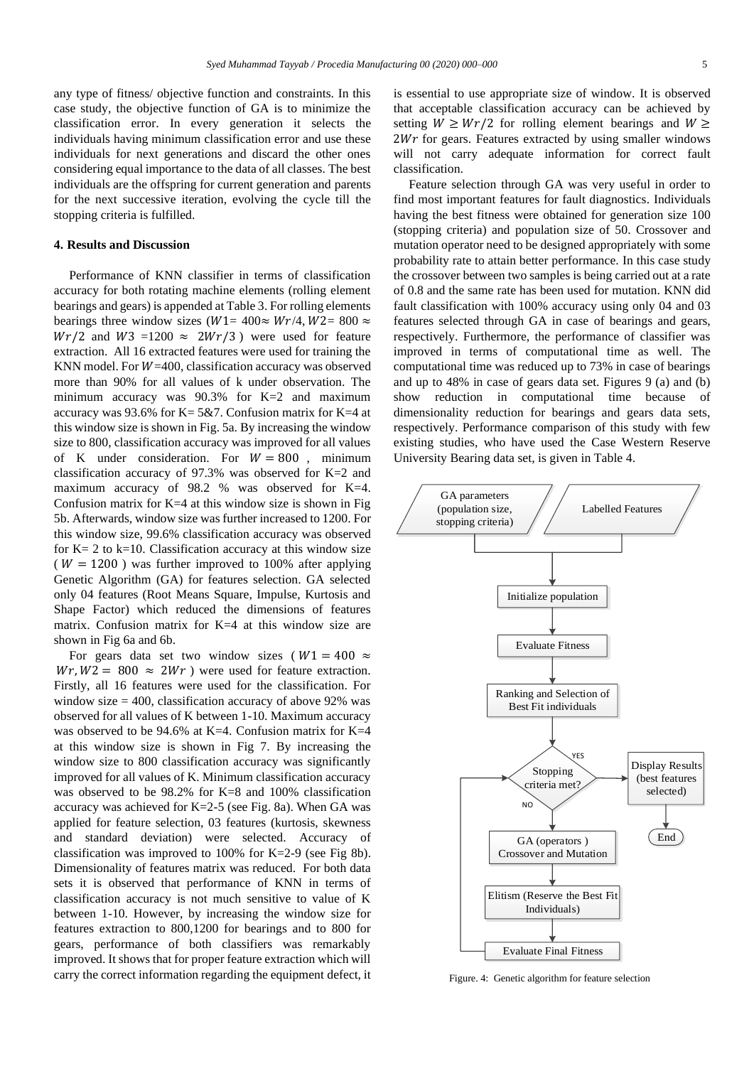any type of fitness/ objective function and constraints. In this case study, the objective function of GA is to minimize the classification error. In every generation it selects the individuals having minimum classification error and use these individuals for next generations and discard the other ones considering equal importance to the data of all classes. The best individuals are the offspring for current generation and parents for the next successive iteration, evolving the cycle till the stopping criteria is fulfilled.

## 4. Results and Discussion

Performance of KNN classifier in terms of classification accuracy for both rotating machine elements (rolling element bearings and gears) is appended at Table 3. For rolling elements bearings three window sizes ($W1$= 400≈ $Wr/4$, $W2$= 800 ≈ $Wr/2$ and $W3$ =1200 ≈ $2Wr/3$ ) were used for feature extraction. All 16 extracted features were used for training the KNN model. For $W$=400, classification accuracy was observed more than 90% for all values of k under observation. The minimum accuracy was 90.3% for K=2 and maximum accuracy was 93.6% for K= 5&7. Confusion matrix for K=4 at this window size is shown in Fig. 5a. By increasing the window size to 800, classification accuracy was improved for all values of K under consideration. For $W = 800$ , minimum classification accuracy of 97.3% was observed for K=2 and maximum accuracy of 98.2 % was observed for K=4. Confusion matrix for K=4 at this window size is shown in Fig 5b. Afterwards, window size was further increased to 1200. For this window size, 99.6% classification accuracy was observed for K= 2 to k=10. Classification accuracy at this window size ( $W = 1200$ ) was further improved to 100% after applying Genetic Algorithm (GA) for features selection. GA selected only 04 features (Root Means Square, Impulse, Kurtosis and Shape Factor) which reduced the dimensions of features matrix. Confusion matrix for K=4 at this window size are shown in Fig 6a and 6b.

For gears data set two window sizes ( $W1 = 400 \approx Wr, W2 = 800 \approx 2Wr$ ) were used for feature extraction. Firstly, all 16 features were used for the classification. For window size = 400, classification accuracy of above 92% was observed for all values of K between 1-10. Maximum accuracy was observed to be 94.6% at K=4. Confusion matrix for K=4 at this window size is shown in Fig 7. By increasing the window size to 800 classification accuracy was significantly improved for all values of K. Minimum classification accuracy was observed to be 98.2% for K=8 and 100% classification accuracy was achieved for K=2-5 (see Fig. 8a). When GA was applied for feature selection, 03 features (kurtosis, skewness and standard deviation) were selected. Accuracy of classification was improved to 100% for K=2-9 (see Fig 8b). Dimensionality of features matrix was reduced. For both data sets it is observed that performance of KNN in terms of classification accuracy is not much sensitive to value of K between 1-10. However, by increasing the window size for features extraction to 800,1200 for bearings and to 800 for gears, performance of both classifiers was remarkably improved. It shows that for proper feature extraction which will carry the correct information regarding the equipment defect, it is essential to use appropriate size of window. It is observed that acceptable classification accuracy can be achieved by setting $W \geq Wr/2$ for rolling element bearings and $W \geq 2Wr$ for gears. Features extracted by using smaller windows will not carry adequate information for correct fault classification.

Feature selection through GA was very useful in order to find most important features for fault diagnostics. Individuals having the best fitness were obtained for generation size 100 (stopping criteria) and population size of 50. Crossover and mutation operator need to be designed appropriately with some probability rate to attain better performance. In this case study the crossover between two samples is being carried out at a rate of 0.8 and the same rate has been used for mutation. KNN did fault classification with 100% accuracy using only 04 and 03 features selected through GA in case of bearings and gears, respectively. Furthermore, the performance of classifier was improved in terms of computational time as well. The computational time was reduced up to 73% in case of bearings and up to 48% in case of gears data set. Figures 9 (a) and (b) show reduction in computational time because of dimensionality reduction for bearings and gears data sets, respectively. Performance comparison of this study with few existing studies, who have used the Case Western Reserve University Bearing data set, is given in Table 4.

GA parameters (population size, stopping criteria) | Labelled Features → Initialize population → Evaluate Fitness → Ranking and Selection of Best Fit individuals → Stopping criteria met? YES → Display Results (best features selected) → End; NO → GA (operators ) Crossover and Mutation → Elitism (Reserve the Best Fit Individuals) → Evaluate Final Fitness → (back to Stopping criteria met?)

Figure. 4: Genetic algorithm for feature selection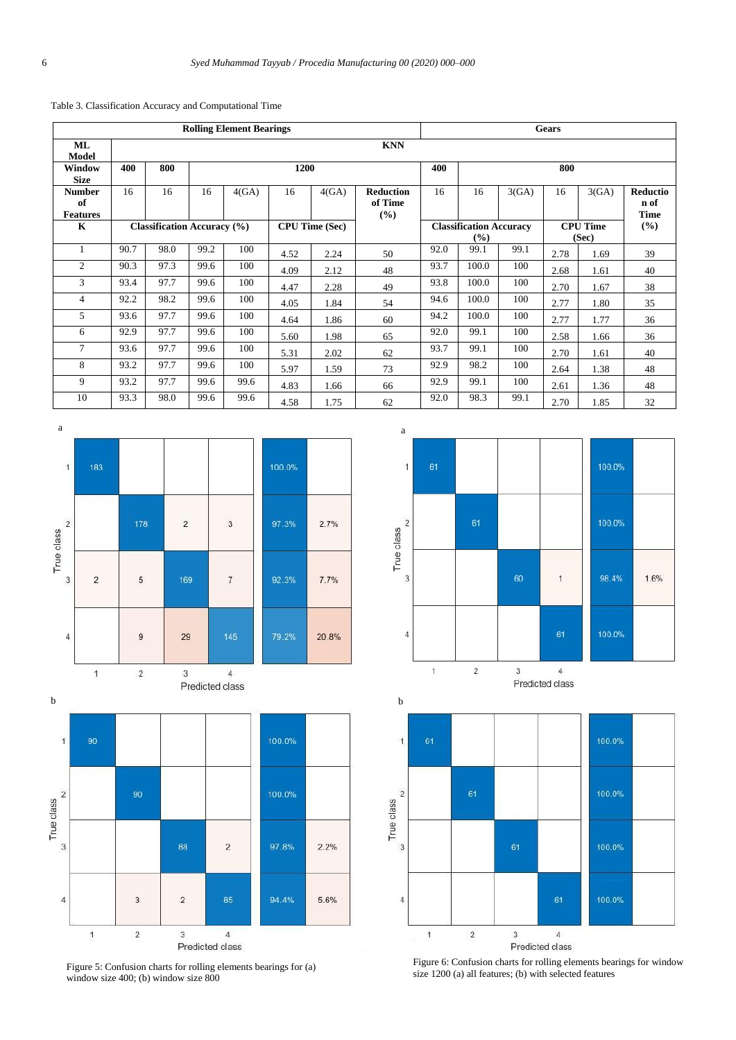Table 3. Classification Accuracy and Computational Time

| Rolling Element Bearings | | | | | | | | Gears | | | | | |
|---|---|---|---|---|---|---|---|---|---|---|---|---|---|
| **ML Model** | **KNN** | | | | | | | | | | | | |
| **Window Size** | **400** | **800** | **1200** | | | | | **400** | **800** | | | | |
| **Number of Features** | 16 | 16 | 16 | 4(GA) | 16 | 4(GA) | **Reduction of Time (%)** | 16 | 16 | 3(GA) | 16 | 3(GA) | **Reduction of Time (%)** |
| **K** | **Classification Accuracy (%)** | | | | **CPU Time (Sec)** | | | **Classification Accuracy (%)** | | | **CPU Time (Sec)** | | |
| 1 | 90.7 | 98.0 | 99.2 | 100 | 4.52 | 2.24 | 50 | 92.0 | 99.1 | 99.1 | 2.78 | 1.69 | 39 |
| 2 | 90.3 | 97.3 | 99.6 | 100 | 4.09 | 2.12 | 48 | 93.7 | 100.0 | 100 | 2.68 | 1.61 | 40 |
| 3 | 93.4 | 97.7 | 99.6 | 100 | 4.47 | 2.28 | 49 | 93.8 | 100.0 | 100 | 2.70 | 1.67 | 38 |
| 4 | 92.2 | 98.2 | 99.6 | 100 | 4.05 | 1.84 | 54 | 94.6 | 100.0 | 100 | 2.77 | 1.80 | 35 |
| 5 | 93.6 | 97.7 | 99.6 | 100 | 4.64 | 1.86 | 60 | 94.2 | 100.0 | 100 | 2.77 | 1.77 | 36 |
| 6 | 92.9 | 97.7 | 99.6 | 100 | 5.60 | 1.98 | 65 | 92.0 | 99.1 | 100 | 2.58 | 1.66 | 36 |
| 7 | 93.6 | 97.7 | 99.6 | 100 | 5.31 | 2.02 | 62 | 93.7 | 99.1 | 100 | 2.70 | 1.61 | 40 |
| 8 | 93.2 | 97.7 | 99.6 | 100 | 5.97 | 1.59 | 73 | 92.9 | 98.2 | 100 | 2.64 | 1.38 | 48 |
| 9 | 93.2 | 97.7 | 99.6 | 99.6 | 4.83 | 1.66 | 66 | 92.9 | 99.1 | 100 | 2.61 | 1.36 | 48 |
| 10 | 93.3 | 98.0 | 99.6 | 99.6 | 4.58 | 1.75 | 62 | 92.0 | 98.3 | 99.1 | 2.70 | 1.85 | 32 |

Figure 5: Confusion charts for rolling elements bearings for (a) window size 400; (b) window size 800

Figure 6: Confusion charts for rolling elements bearings for window size 1200 (a) all features; (b) with selected features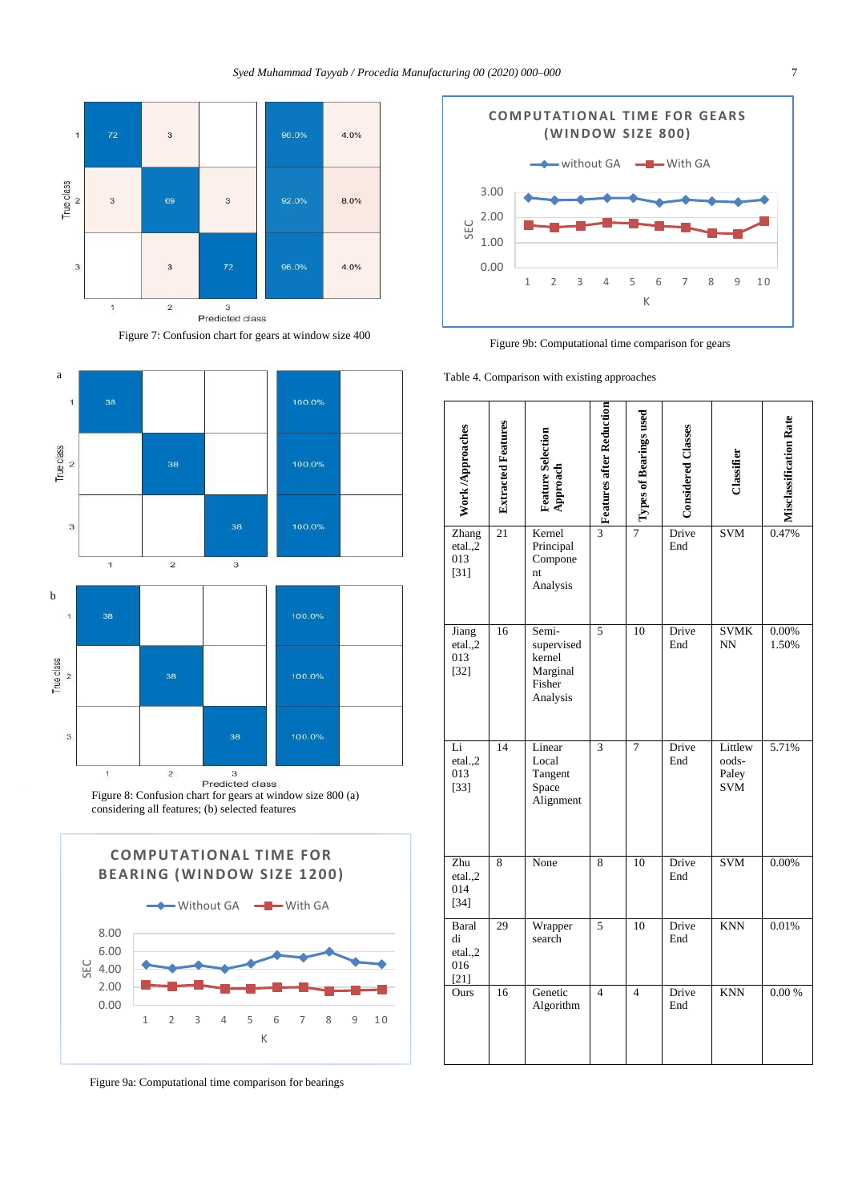Figure 7: Confusion chart for gears at window size 400

Figure 8: Confusion chart for gears at window size 800 (a) considering all features; (b) selected features

Figure 9a: Computational time comparison for bearings

Figure 9b: Computational time comparison for gears

Table 4. Comparison with existing approaches

| Work /Approaches | Extracted Features | Feature Selection Approach | Features after Reduction | Types of Bearings used | Considered Classes | Classifier | Misclassification Rate |
|---|---|---|---|---|---|---|---|
| Zhang etal.,2013 [31] | 21 | Kernel Principal Component Analysis | 3 | 7 | Drive End | SVM | 0.47% |
| Jiang etal.,2013 [32] | 16 | Semi-supervised kernel Marginal Fisher Analysis | 5 | 10 | Drive End | SVMKNN | 0.00% 1.50% |
| Li etal.,2013 [33] | 14 | Linear Local Tangent Space Alignment | 3 | 7 | Drive End | Littlewoods-Paley SVM | 5.71% |
| Zhu etal.,2014 [34] | 8 | None | 8 | 10 | Drive End | SVM | 0.00% |
| Baraldi etal.,2016 [21] | 29 | Wrapper search | 5 | 10 | Drive End | KNN | 0.01% |
| Ours | 16 | Genetic Algorithm | 4 | 4 | Drive End | KNN | 0.00 % |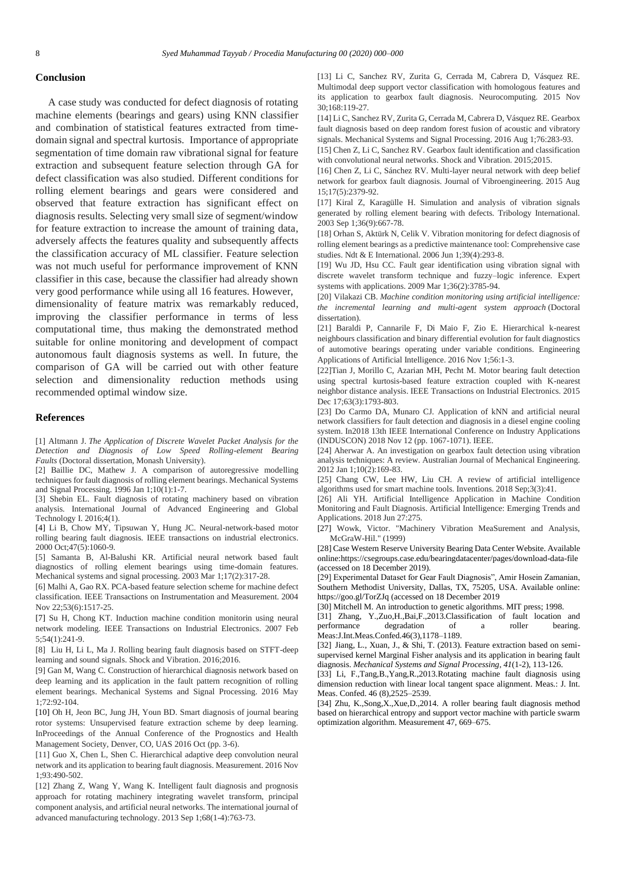## Conclusion

A case study was conducted for defect diagnosis of rotating machine elements (bearings and gears) using KNN classifier and combination of statistical features extracted from time-domain signal and spectral kurtosis. Importance of appropriate segmentation of time domain raw vibrational signal for feature extraction and subsequent feature selection through GA for defect classification was also studied. Different conditions for rolling element bearings and gears were considered and observed that feature extraction has significant effect on diagnosis results. Selecting very small size of segment/window for feature extraction to increase the amount of training data, adversely affects the features quality and subsequently affects the classification accuracy of ML classifier. Feature selection was not much useful for performance improvement of KNN classifier in this case, because the classifier had already shown very good performance while using all 16 features. However, dimensionality of feature matrix was remarkably reduced, improving the classifier performance in terms of less computational time, thus making the demonstrated method suitable for online monitoring and development of compact autonomous fault diagnosis systems as well. In future, the comparison of GA will be carried out with other feature selection and dimensionality reduction methods using recommended optimal window size.

## References

[1] Altmann J. *The Application of Discrete Wavelet Packet Analysis for the Detection and Diagnosis of Low Speed Rolling-element Bearing Faults* (Doctoral dissertation, Monash University).

[2] Baillie DC, Mathew J. A comparison of autoregressive modelling techniques for fault diagnosis of rolling element bearings. Mechanical Systems and Signal Processing. 1996 Jan 1;10(1):1-7.

[3] Shebin EL. Fault diagnosis of rotating machinery based on vibration analysis. International Journal of Advanced Engineering and Global Technology I. 2016;4(1).

[4] Li B, Chow MY, Tipsuwan Y, Hung JC. Neural-network-based motor rolling bearing fault diagnosis. IEEE transactions on industrial electronics. 2000 Oct;47(5):1060-9.

[5] Samanta B, Al-Balushi KR. Artificial neural network based fault diagnostics of rolling element bearings using time-domain features. Mechanical systems and signal processing. 2003 Mar 1;17(2):317-28.

[6] Malhi A, Gao RX. PCA-based feature selection scheme for machine defect classification. IEEE Transactions on Instrumentation and Measurement. 2004 Nov 22;53(6):1517-25.

[7] Su H, Chong KT. Induction machine condition monitorin using neural network modeling. IEEE Transactions on Industrial Electronics. 2007 Feb 5;54(1):241-9.

[8] Liu H, Li L, Ma J. Rolling bearing fault diagnosis based on STFT-deep learning and sound signals. Shock and Vibration. 2016;2016.

[9] Gan M, Wang C. Construction of hierarchical diagnosis network based on deep learning and its application in the fault pattern recognition of rolling element bearings. Mechanical Systems and Signal Processing. 2016 May 1;72:92-104.

[10] Oh H, Jeon BC, Jung JH, Youn BD. Smart diagnosis of journal bearing rotor systems: Unsupervised feature extraction scheme by deep learning. InProceedings of the Annual Conference of the Prognostics and Health Management Society, Denver, CO, UAS 2016 Oct (pp. 3-6).

[11] Guo X, Chen L, Shen C. Hierarchical adaptive deep convolution neural network and its application to bearing fault diagnosis. Measurement. 2016 Nov 1;93:490-502.

[12] Zhang Z, Wang Y, Wang K. Intelligent fault diagnosis and prognosis approach for rotating machinery integrating wavelet transform, principal component analysis, and artificial neural networks. The international journal of advanced manufacturing technology. 2013 Sep 1;68(1-4):763-73.

[13] Li C, Sanchez RV, Zurita G, Cerrada M, Cabrera D, Vásquez RE. Multimodal deep support vector classification with homologous features and its application to gearbox fault diagnosis. Neurocomputing. 2015 Nov 30;168:119-27.

[14] Li C, Sanchez RV, Zurita G, Cerrada M, Cabrera D, Vásquez RE. Gearbox fault diagnosis based on deep random forest fusion of acoustic and vibratory signals. Mechanical Systems and Signal Processing. 2016 Aug 1;76:283-93.

[15] Chen Z, Li C, Sanchez RV. Gearbox fault identification and classification with convolutional neural networks. Shock and Vibration. 2015;2015.

[16] Chen Z, Li C, Sánchez RV. Multi-layer neural network with deep belief network for gearbox fault diagnosis. Journal of Vibroengineering. 2015 Aug 15;17(5):2379-92.

[17] Kiral Z, Karagülle H. Simulation and analysis of vibration signals generated by rolling element bearing with defects. Tribology International. 2003 Sep 1;36(9):667-78.

[18] Orhan S, Aktürk N, Celik V. Vibration monitoring for defect diagnosis of rolling element bearings as a predictive maintenance tool: Comprehensive case studies. Ndt & E International. 2006 Jun 1;39(4):293-8.

[19] Wu JD, Hsu CC. Fault gear identification using vibration signal with discrete wavelet transform technique and fuzzy–logic inference. Expert systems with applications. 2009 Mar 1;36(2):3785-94.

[20] Vilakazi CB. *Machine condition monitoring using artificial intelligence: the incremental learning and multi-agent system approach* (Doctoral dissertation).

[21] Baraldi P, Cannarile F, Di Maio F, Zio E. Hierarchical k-nearest neighbours classification and binary differential evolution for fault diagnostics of automotive bearings operating under variable conditions. Engineering Applications of Artificial Intelligence. 2016 Nov 1;56:1-3.

[22]Tian J, Morillo C, Azarian MH, Pecht M. Motor bearing fault detection using spectral kurtosis-based feature extraction coupled with K-nearest neighbor distance analysis. IEEE Transactions on Industrial Electronics. 2015 Dec 17;63(3):1793-803.

[23] Do Carmo DA, Munaro CJ. Application of kNN and artificial neural network classifiers for fault detection and diagnosis in a diesel engine cooling system. In2018 13th IEEE International Conference on Industry Applications (INDUSCON) 2018 Nov 12 (pp. 1067-1071). IEEE.

[24] Aherwar A. An investigation on gearbox fault detection using vibration analysis techniques: A review. Australian Journal of Mechanical Engineering. 2012 Jan 1;10(2):169-83.

[25] Chang CW, Lee HW, Liu CH. A review of artificial intelligence algorithms used for smart machine tools. Inventions. 2018 Sep;3(3):41.

[26] Ali YH. Artificial Intelligence Application in Machine Condition Monitoring and Fault Diagnosis. Artificial Intelligence: Emerging Trends and Applications. 2018 Jun 27:275.

[27] Wowk, Victor. "Machinery Vibration MeaSurement and Analysis, McGraW-Hil." (1999)

[28] Case Western Reserve University Bearing Data Center Website. Available online:https://csegroups.case.edu/bearingdatacenter/pages/download-data-file (accessed on 18 December 2019).

[29] Experimental Dataset for Gear Fault Diagnosis", Amir Hosein Zamanian, Southern Methodist University, Dallas, TX, 75205, USA. Available online: https://goo.gl/TorZJq (accessed on 18 December 2019

[30] Mitchell M. An introduction to genetic algorithms. MIT press; 1998.

[31] Zhang, Y.,Zuo,H.,Bai,F.,2013.Classification of fault location and performance degradation of a roller bearing. Meas:J.Int.Meas.Confed.46(3),1178–1189.

[32] Jiang, L., Xuan, J., & Shi, T. (2013). Feature extraction based on semi-supervised kernel Marginal Fisher analysis and its application in bearing fault diagnosis. *Mechanical Systems and Signal Processing*, *41*(1-2), 113-126.

[33] Li, F.,Tang,B.,Yang,R.,2013.Rotating machine fault diagnosis using dimension reduction with linear local tangent space alignment. Meas.: J. Int. Meas. Confed. 46 (8),2525–2539.

[34] Zhu, K.,Song,X.,Xue,D.,2014. A roller bearing fault diagnosis method based on hierarchical entropy and support vector machine with particle swarm optimization algorithm. Measurement 47, 669–675.